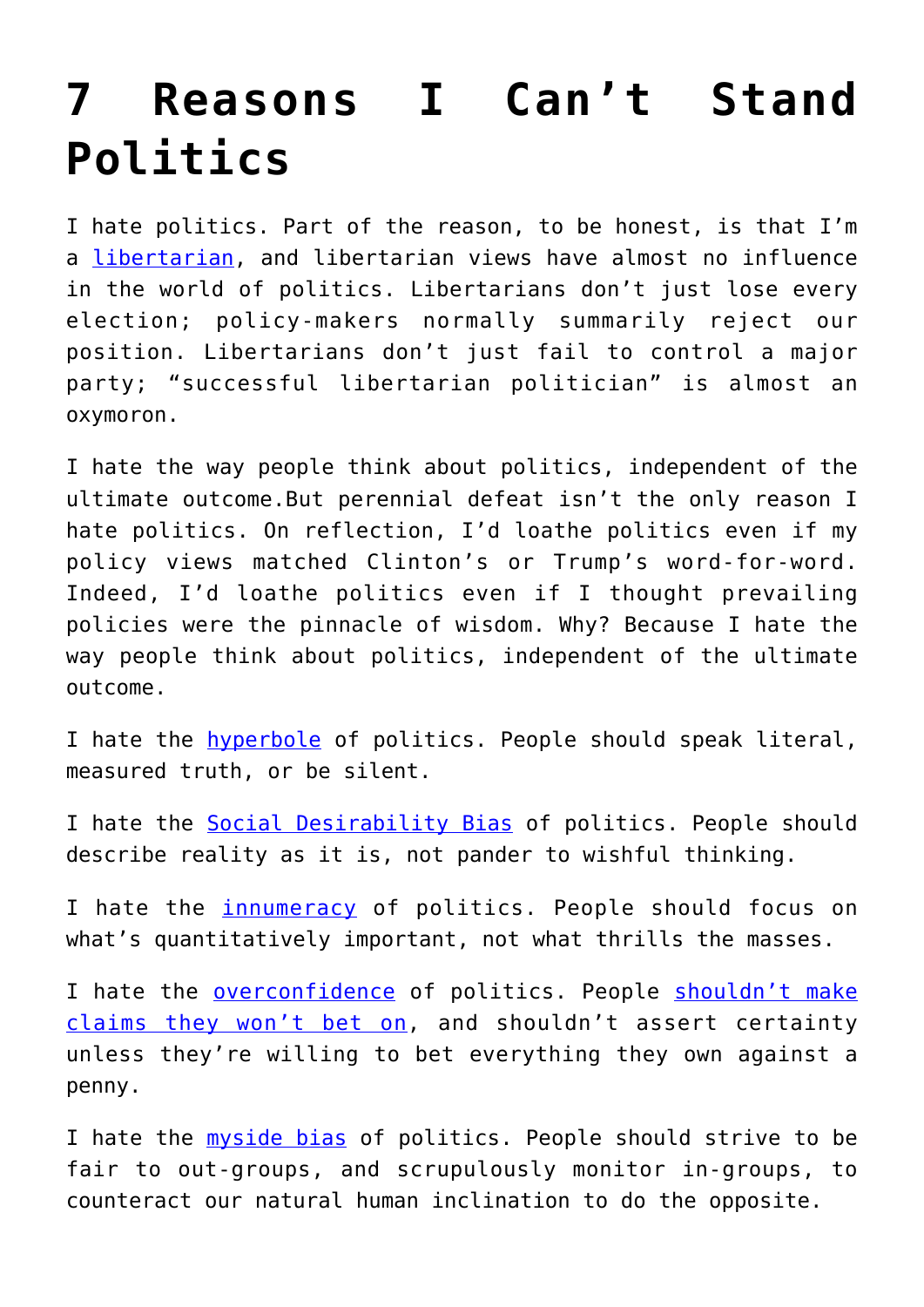# 7 Reasons I Can't Stand Politics

I hate politics. Part of the reason, to be honest, is that I'm a libertarian, and libertarian views have almost no influence in the world of politics. Libertarians don't just lose every election; policy-makers normally summarily reject our position. Libertarians don't just fail to control a major party; "successful libertarian politician" is almost an oxymoron.

I hate the way people think about politics, independent of the ultimate outcome.But perennial defeat isn't the only reason I hate politics. On reflection, I'd loathe politics even if my policy views matched Clinton's or Trump's word-for-word. Indeed, I'd loathe politics even if I thought prevailing policies were the pinnacle of wisdom. Why? Because I hate the way people think about politics, independent of the ultimate outcome.

I hate the hyperbole of politics. People should speak literal, measured truth, or be silent.

I hate the Social Desirability Bias of politics. People should describe reality as it is, not pander to wishful thinking.

I hate the innumeracy of politics. People should focus on what's quantitatively important, not what thrills the masses.

I hate the overconfidence of politics. People shouldn't make claims they won't bet on, and shouldn't assert certainty unless they're willing to bet everything they own against a penny.

I hate the myside bias of politics. People should strive to be fair to out-groups, and scrupulously monitor in-groups, to counteract our natural human inclination to do the opposite.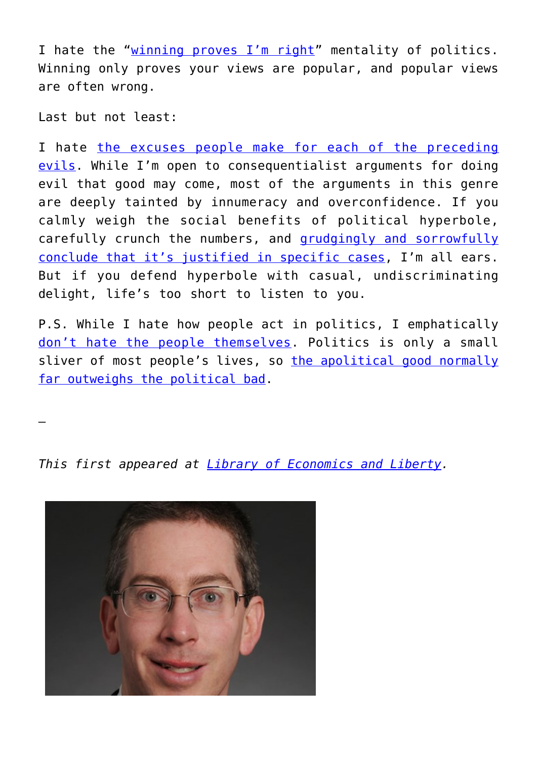I hate the "winning proves I'm right" mentality of politics. Winning only proves your views are popular, and popular views are often wrong.

Last but not least:

I hate the excuses people make for each of the preceding evils. While I'm open to consequentialist arguments for doing evil that good may come, most of the arguments in this genre are deeply tainted by innumeracy and overconfidence. If you calmly weigh the social benefits of political hyperbole, carefully crunch the numbers, and grudgingly and sorrowfully conclude that it's justified in specific cases, I'm all ears. But if you defend hyperbole with casual, undiscriminating delight, life's too short to listen to you.

P.S. While I hate how people act in politics, I emphatically don't hate the people themselves. Politics is only a small sliver of most people's lives, so the apolitical good normally far outweighs the political bad.

—

*This first appeared at Library of Economics and Liberty.*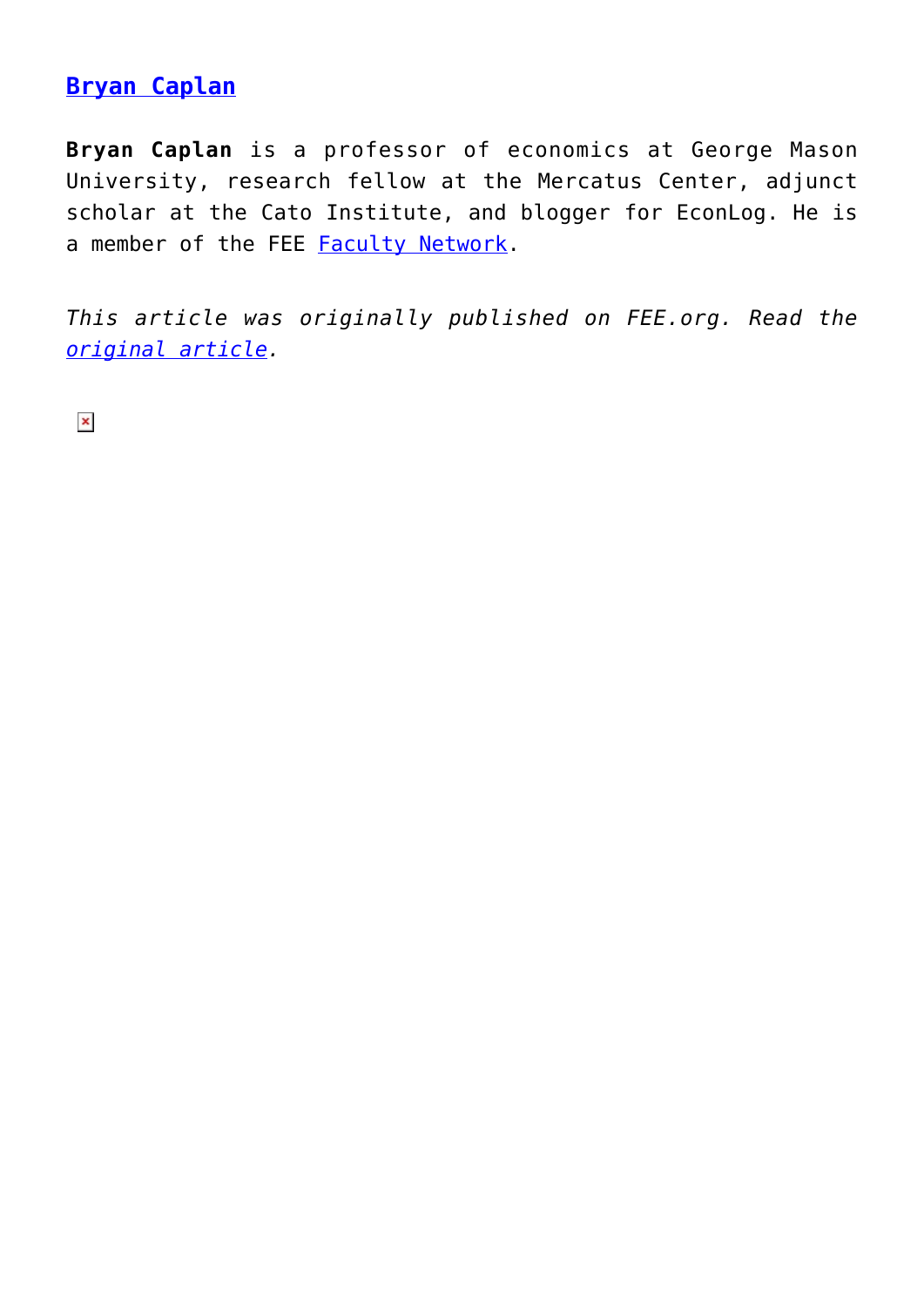[Bryan Caplan]

**Bryan Caplan** is a professor of economics at George Mason University, research fellow at the Mercatus Center, adjunct scholar at the Cato Institute, and blogger for EconLog. He is a member of the FEE Faculty Network.

*This article was originally published on FEE.org. Read the original article.*